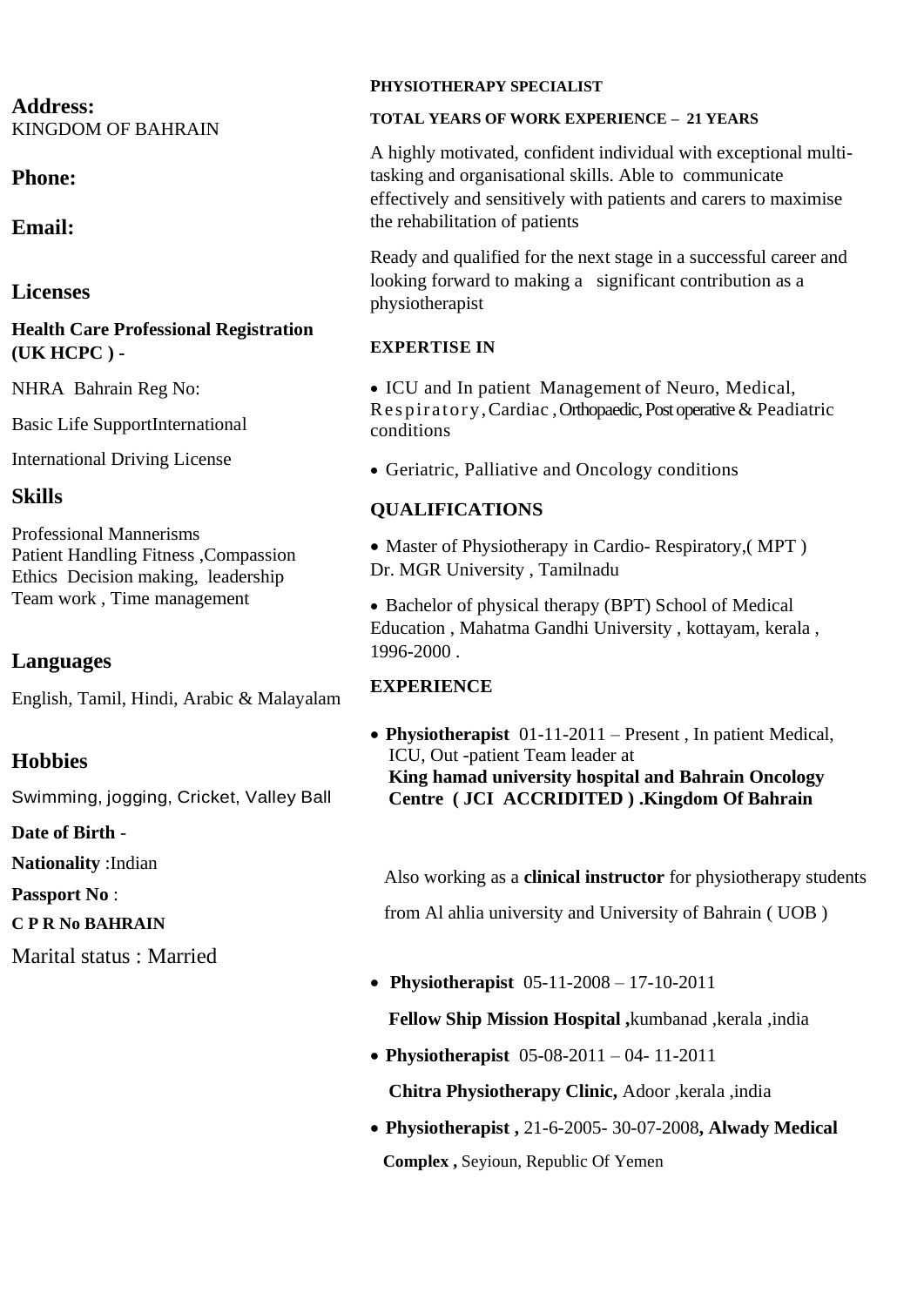**Address:**
KINGDOM OF BAHRAIN

**Phone:**

**Email:**

## Licenses

**Health Care Professional Registration (UK HCPC ) -**

NHRA Bahrain Reg No:

Basic Life SupportInternational

International Driving License

## Skills

Professional Mannerisms
Patient Handling Fitness ,Compassion
Ethics Decision making, leadership
Team work , Time management

## Languages

English, Tamil, Hindi, Arabic & Malayalam

## Hobbies

Swimming, jogging, Cricket, Valley Ball

**Date of Birth** -

**Nationality** :Indian

**Passport No** :

**C P R No BAHRAIN**

Marital status : Married

**PHYSIOTHERAPY SPECIALIST**

**TOTAL YEARS OF WORK EXPERIENCE – 21 YEARS**

A highly motivated, confident individual with exceptional multi-tasking and organisational skills. Able to communicate effectively and sensitively with patients and carers to maximise the rehabilitation of patients

Ready and qualified for the next stage in a successful career and looking forward to making a significant contribution as a physiotherapist

**EXPERTISE IN**

- ICU and In patient Management of Neuro, Medical, Respiratory, Cardiac , Orthopaedic, Post operative & Peadiatric conditions
- Geriatric, Palliative and Oncology conditions

**QUALIFICATIONS**

- Master of Physiotherapy in Cardio- Respiratory,( MPT ) Dr. MGR University , Tamilnadu
- Bachelor of physical therapy (BPT) School of Medical Education , Mahatma Gandhi University , kottayam, kerala , 1996-2000 .

**EXPERIENCE**

- **Physiotherapist** 01-11-2011 – Present , In patient Medical, ICU, Out -patient Team leader at **King hamad university hospital and Bahrain Oncology Centre ( JCI ACCRIDITED ) .Kingdom Of Bahrain**

  Also working as a **clinical instructor** for physiotherapy students from Al ahlia university and University of Bahrain ( UOB )

- **Physiotherapist** 05-11-2008 – 17-10-2011
  **Fellow Ship Mission Hospital ,**kumbanad ,kerala ,india
- **Physiotherapist** 05-08-2011 – 04- 11-2011
  **Chitra Physiotherapy Clinic,** Adoor ,kerala ,india
- **Physiotherapist ,** 21-6-2005- 30-07-2008**, Alwady Medical Complex ,** Seyioun, Republic Of Yemen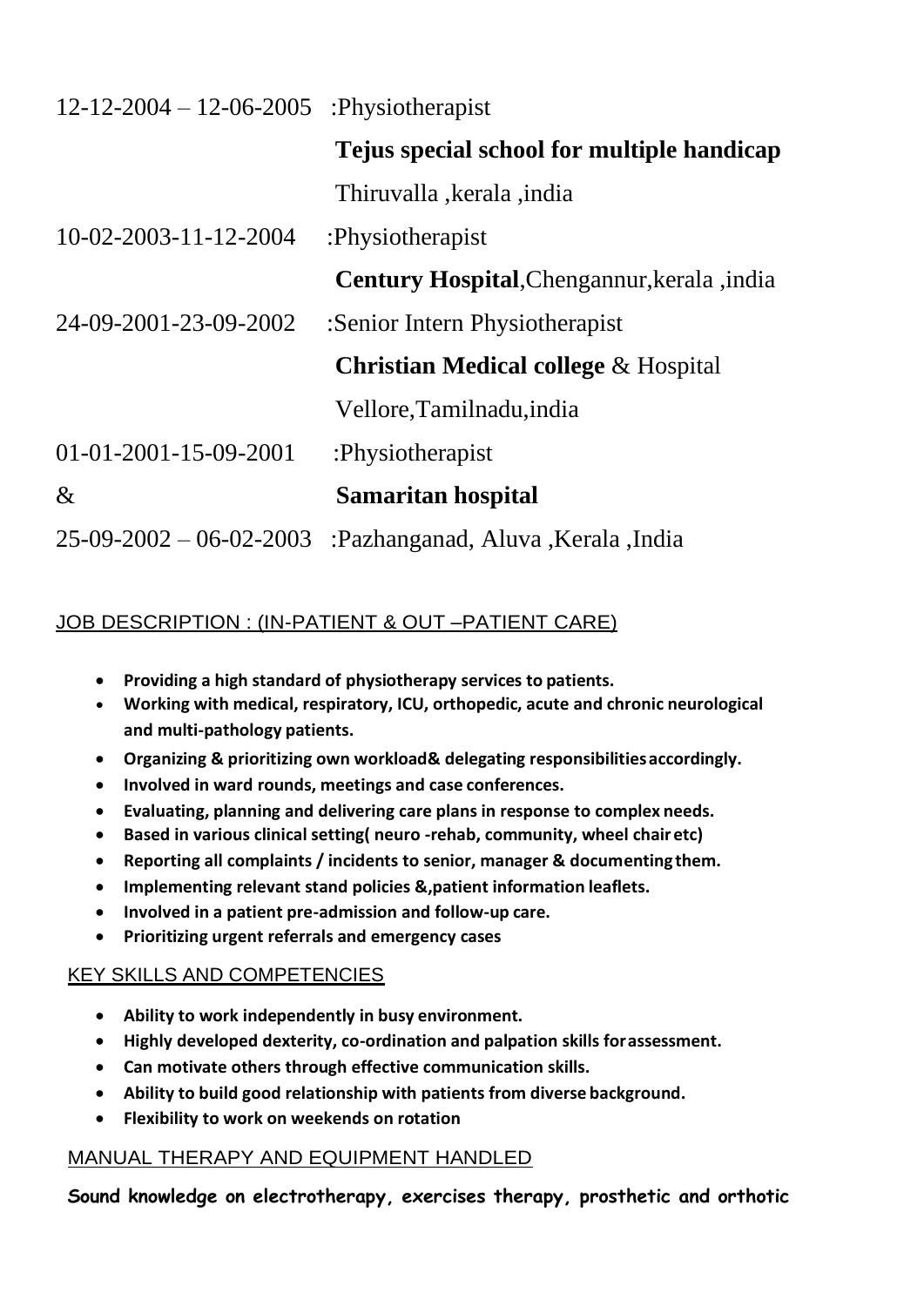12-12-2004 – 12-06-2005 :Physiotherapist

**Tejus special school for multiple handicap**

Thiruvalla ,kerala ,india

10-02-2003-11-12-2004 :Physiotherapist

**Century Hospital**,Chengannur,kerala ,india

24-09-2001-23-09-2002 :Senior Intern Physiotherapist

**Christian Medical college** & Hospital

Vellore,Tamilnadu,india

01-01-2001-15-09-2001 :Physiotherapist

& **Samaritan hospital**

25-09-2002 – 06-02-2003 :Pazhanganad, Aluva ,Kerala ,India

JOB DESCRIPTION : (IN-PATIENT & OUT –PATIENT CARE)

- **Providing a high standard of physiotherapy services to patients.**
- **Working with medical, respiratory, ICU, orthopedic, acute and chronic neurological and multi-pathology patients.**
- **Organizing & prioritizing own workload& delegating responsibilities accordingly.**
- **Involved in ward rounds, meetings and case conferences.**
- **Evaluating, planning and delivering care plans in response to complex needs.**
- **Based in various clinical setting( neuro -rehab, community, wheel chair etc)**
- **Reporting all complaints / incidents to senior, manager & documenting them.**
- **Implementing relevant stand policies &,patient information leaflets.**
- **Involved in a patient pre-admission and follow-up care.**
- **Prioritizing urgent referrals and emergency cases**

KEY SKILLS AND COMPETENCIES

- **Ability to work independently in busy environment.**
- **Highly developed dexterity, co-ordination and palpation skills for assessment.**
- **Can motivate others through effective communication skills.**
- **Ability to build good relationship with patients from diverse background.**
- **Flexibility to work on weekends on rotation**

MANUAL THERAPY AND EQUIPMENT HANDLED

**Sound knowledge on electrotherapy, exercises therapy, prosthetic and orthotic**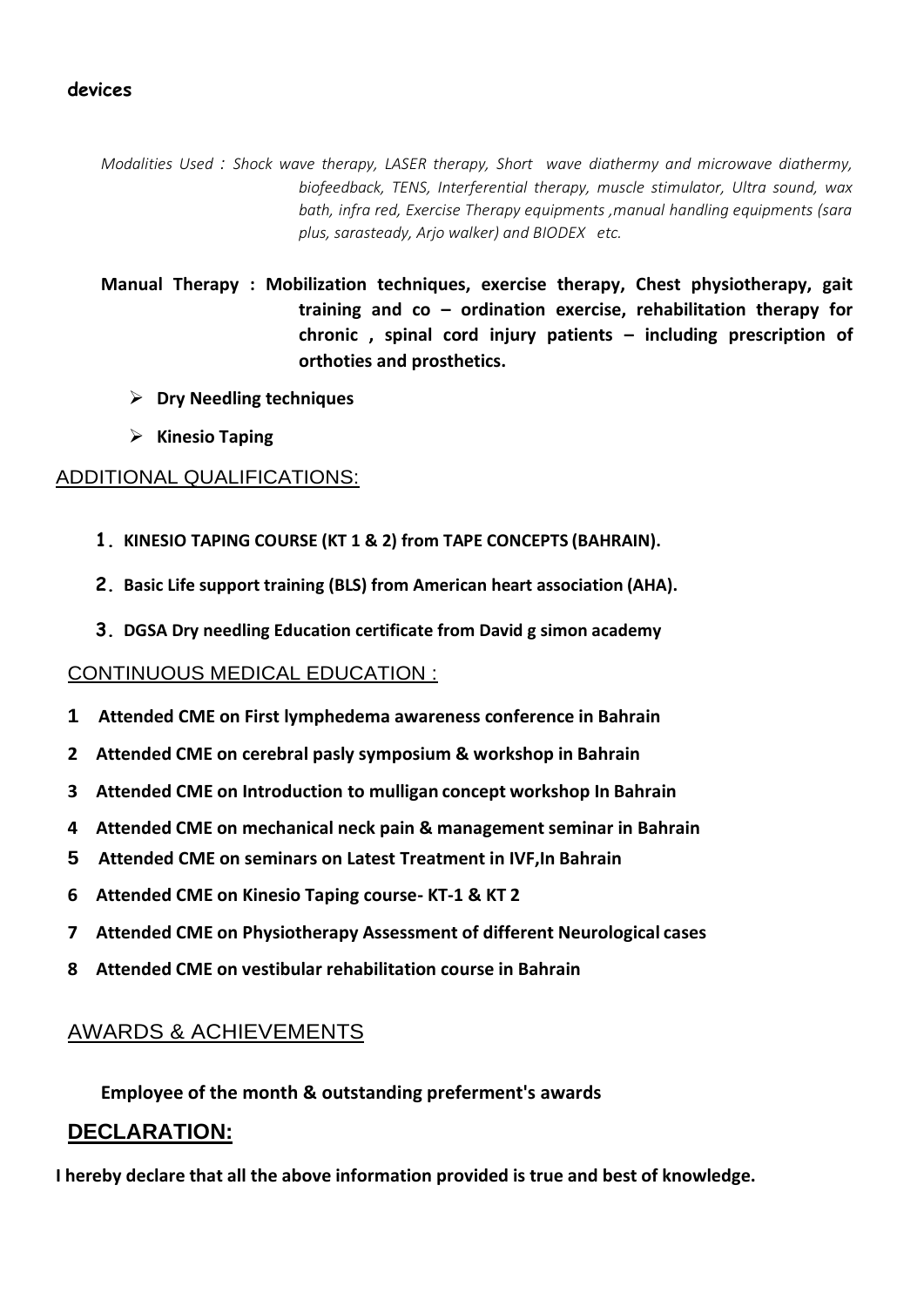**devices**

*Modalities Used : Shock wave therapy, LASER therapy, Short wave diathermy and microwave diathermy, biofeedback, TENS, Interferential therapy, muscle stimulator, Ultra sound, wax bath, infra red, Exercise Therapy equipments ,manual handling equipments (sara plus, sarasteady, Arjo walker) and BIODEX etc.*

**Manual Therapy : Mobilization techniques, exercise therapy, Chest physiotherapy, gait training and co – ordination exercise, rehabilitation therapy for chronic , spinal cord injury patients – including prescription of orthoties and prosthetics.**

- **Dry Needling techniques**
- **Kinesio Taping**

## ADDITIONAL QUALIFICATIONS:

1. **KINESIO TAPING COURSE (KT 1 & 2) from TAPE CONCEPTS (BAHRAIN).**
2. **Basic Life support training (BLS) from American heart association (AHA).**
3. **DGSA Dry needling Education certificate from David g simon academy**

## CONTINUOUS MEDICAL EDUCATION :

1. **Attended CME on First lymphedema awareness conference in Bahrain**
2. **Attended CME on cerebral pasly symposium & workshop in Bahrain**
3. **Attended CME on Introduction to mulligan concept workshop In Bahrain**
4. **Attended CME on mechanical neck pain & management seminar in Bahrain**
5. **Attended CME on seminars on Latest Treatment in IVF,In Bahrain**
6. **Attended CME on Kinesio Taping course- KT-1 & KT 2**
7. **Attended CME on Physiotherapy Assessment of different Neurological cases**
8. **Attended CME on vestibular rehabilitation course in Bahrain**

## AWARDS & ACHIEVEMENTS

**Employee of the month & outstanding preferment's awards**

## DECLARATION:

**I hereby declare that all the above information provided is true and best of knowledge.**